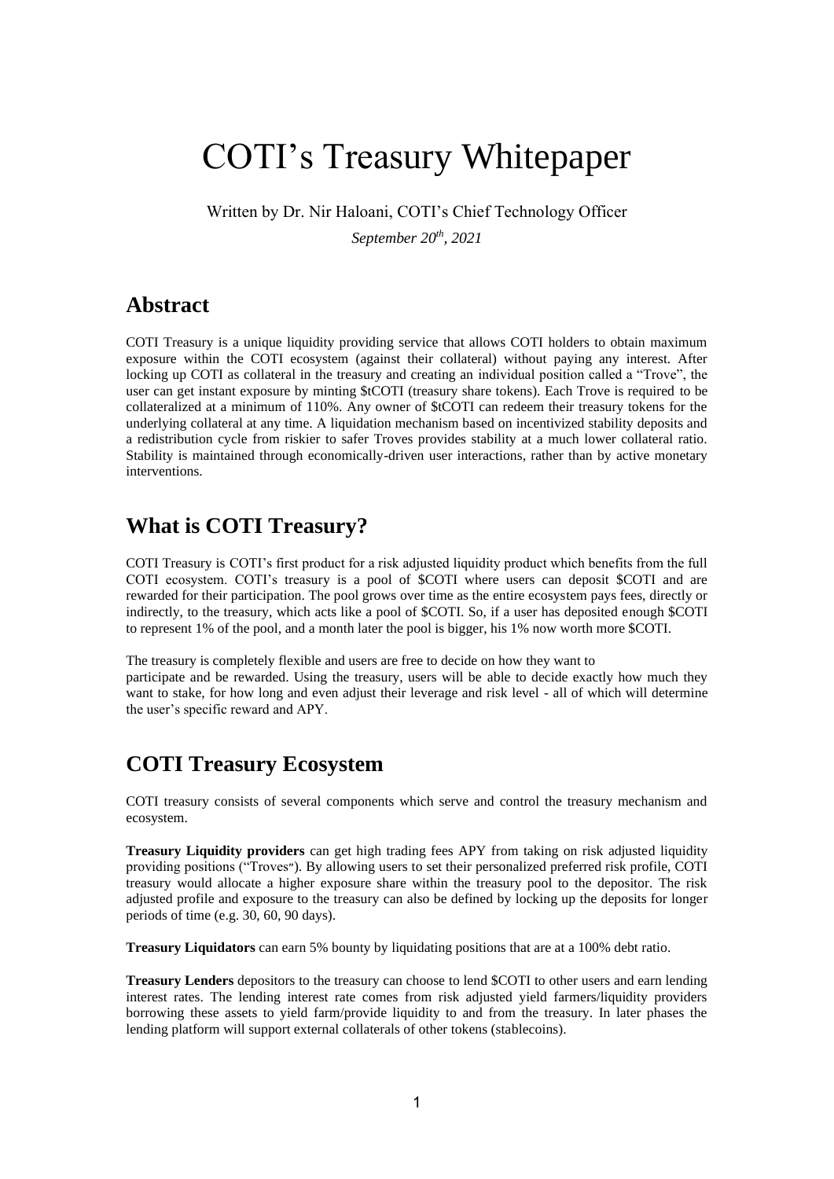# COTI's Treasury Whitepaper

Written by Dr. Nir Haloani, COTI's Chief Technology Officer

*September 20th, 2021*

## Abstract

COTI Treasury is a unique liquidity providing service that allows COTI holders to obtain maximum exposure within the COTI ecosystem (against their collateral) without paying any interest. After locking up COTI as collateral in the treasury and creating an individual position called a "Trove", the user can get instant exposure by minting $tCOTI (treasury share tokens). Each Trove is required to be collateralized at a minimum of 110%. Any owner of $tCOTI can redeem their treasury tokens for the underlying collateral at any time. A liquidation mechanism based on incentivized stability deposits and a redistribution cycle from riskier to safer Troves provides stability at a much lower collateral ratio. Stability is maintained through economically-driven user interactions, rather than by active monetary interventions.

## What is COTI Treasury?

COTI Treasury is COTI's first product for a risk adjusted liquidity product which benefits from the full COTI ecosystem. COTI's treasury is a pool of $COTI where users can deposit $COTI and are rewarded for their participation. The pool grows over time as the entire ecosystem pays fees, directly or indirectly, to the treasury, which acts like a pool of $COTI. So, if a user has deposited enough $COTI to represent 1% of the pool, and a month later the pool is bigger, his 1% now worth more $COTI.

The treasury is completely flexible and users are free to decide on how they want to participate and be rewarded. Using the treasury, users will be able to decide exactly how much they want to stake, for how long and even adjust their leverage and risk level - all of which will determine the user's specific reward and APY.

## COTI Treasury Ecosystem

COTI treasury consists of several components which serve and control the treasury mechanism and ecosystem.

**Treasury Liquidity providers** can get high trading fees APY from taking on risk adjusted liquidity providing positions ("Troves"). By allowing users to set their personalized preferred risk profile, COTI treasury would allocate a higher exposure share within the treasury pool to the depositor. The risk adjusted profile and exposure to the treasury can also be defined by locking up the deposits for longer periods of time (e.g. 30, 60, 90 days).

**Treasury Liquidators** can earn 5% bounty by liquidating positions that are at a 100% debt ratio.

**Treasury Lenders** depositors to the treasury can choose to lend $COTI to other users and earn lending interest rates. The lending interest rate comes from risk adjusted yield farmers/liquidity providers borrowing these assets to yield farm/provide liquidity to and from the treasury. In later phases the lending platform will support external collaterals of other tokens (stablecoins).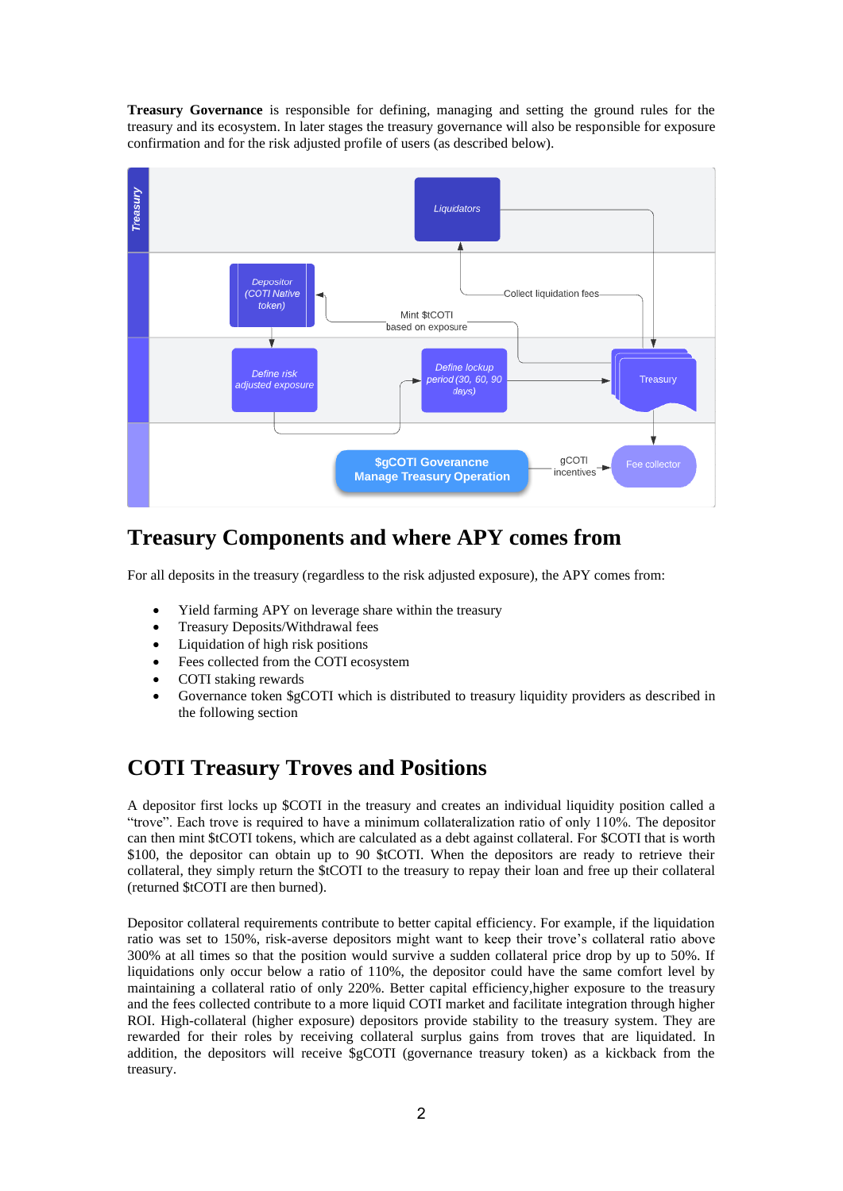**Treasury Governance** is responsible for defining, managing and setting the ground rules for the treasury and its ecosystem. In later stages the treasury governance will also be responsible for exposure confirmation and for the risk adjusted profile of users (as described below).

## Treasury Components and where APY comes from

For all deposits in the treasury (regardless to the risk adjusted exposure), the APY comes from:

- Yield farming APY on leverage share within the treasury
- Treasury Deposits/Withdrawal fees
- Liquidation of high risk positions
- Fees collected from the COTI ecosystem
- COTI staking rewards
- Governance token $gCOTI which is distributed to treasury liquidity providers as described in the following section

## COTI Treasury Troves and Positions

A depositor first locks up $COTI in the treasury and creates an individual liquidity position called a "trove". Each trove is required to have a minimum collateralization ratio of only 110%. The depositor can then mint $tCOTI tokens, which are calculated as a debt against collateral. For $COTI that is worth $100, the depositor can obtain up to 90 $tCOTI. When the depositors are ready to retrieve their collateral, they simply return the $tCOTI to the treasury to repay their loan and free up their collateral (returned $tCOTI are then burned).

Depositor collateral requirements contribute to better capital efficiency. For example, if the liquidation ratio was set to 150%, risk-averse depositors might want to keep their trove's collateral ratio above 300% at all times so that the position would survive a sudden collateral price drop by up to 50%. If liquidations only occur below a ratio of 110%, the depositor could have the same comfort level by maintaining a collateral ratio of only 220%. Better capital efficiency,higher exposure to the treasury and the fees collected contribute to a more liquid COTI market and facilitate integration through higher ROI. High-collateral (higher exposure) depositors provide stability to the treasury system. They are rewarded for their roles by receiving collateral surplus gains from troves that are liquidated. In addition, the depositors will receive $gCOTI (governance treasury token) as a kickback from the treasury.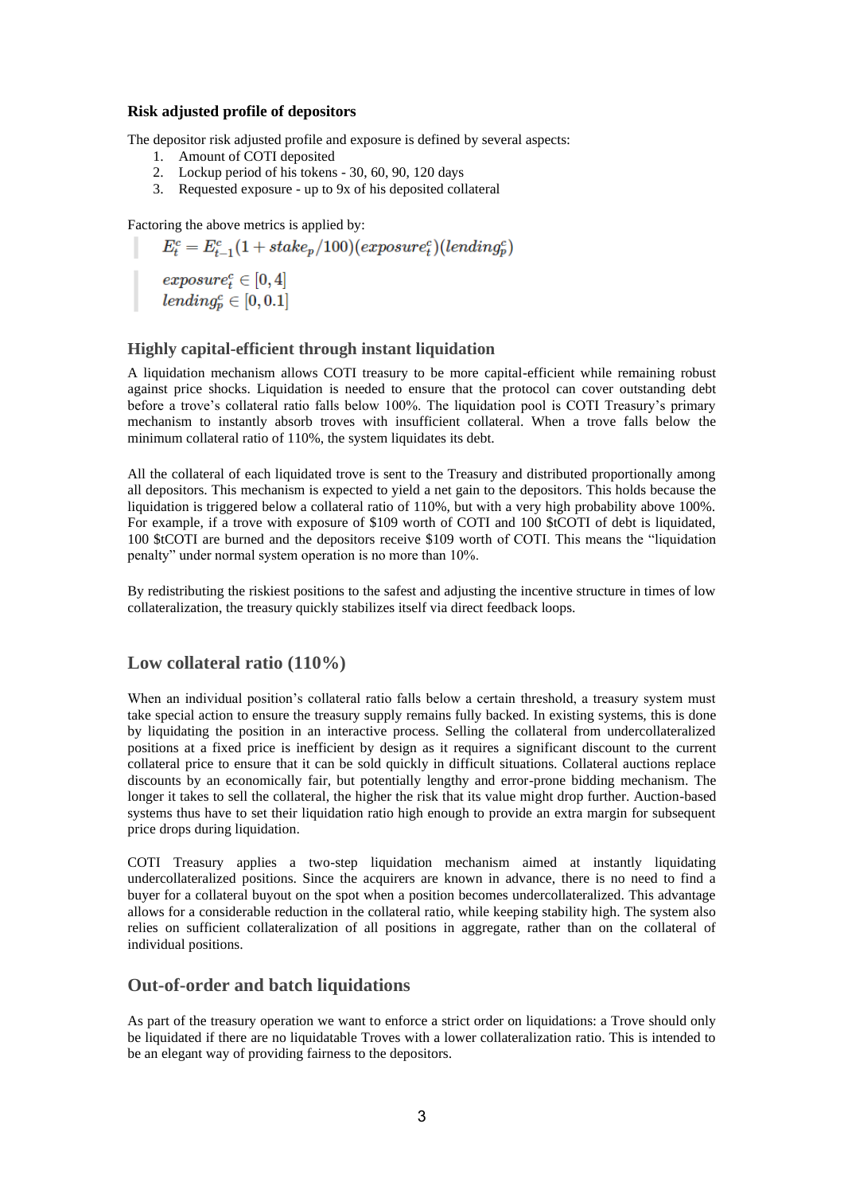**Risk adjusted profile of depositors**

The depositor risk adjusted profile and exposure is defined by several aspects:

1. Amount of COTI deposited
2. Lockup period of his tokens - 30, 60, 90, 120 days
3. Requested exposure - up to 9x of his deposited collateral

Factoring the above metrics is applied by:

> $$E^c_t = E^c_{t-1}(1 + stake_p/100)(exposure^c_t)(lending^c_p)$$

> $$exposure^c_t \in [0, 4]$$
> $$lending^c_p \in [0, 0.1]$$

## Highly capital-efficient through instant liquidation

A liquidation mechanism allows COTI treasury to be more capital-efficient while remaining robust against price shocks. Liquidation is needed to ensure that the protocol can cover outstanding debt before a trove's collateral ratio falls below 100%. The liquidation pool is COTI Treasury's primary mechanism to instantly absorb troves with insufficient collateral. When a trove falls below the minimum collateral ratio of 110%, the system liquidates its debt.

All the collateral of each liquidated trove is sent to the Treasury and distributed proportionally among all depositors. This mechanism is expected to yield a net gain to the depositors. This holds because the liquidation is triggered below a collateral ratio of 110%, but with a very high probability above 100%. For example, if a trove with exposure of $109 worth of COTI and 100 $tCOTI of debt is liquidated, 100 $tCOTI are burned and the depositors receive $109 worth of COTI. This means the "liquidation penalty" under normal system operation is no more than 10%.

By redistributing the riskiest positions to the safest and adjusting the incentive structure in times of low collateralization, the treasury quickly stabilizes itself via direct feedback loops.

## Low collateral ratio (110%)

When an individual position's collateral ratio falls below a certain threshold, a treasury system must take special action to ensure the treasury supply remains fully backed. In existing systems, this is done by liquidating the position in an interactive process. Selling the collateral from undercollateralized positions at a fixed price is inefficient by design as it requires a significant discount to the current collateral price to ensure that it can be sold quickly in difficult situations. Collateral auctions replace discounts by an economically fair, but potentially lengthy and error-prone bidding mechanism. The longer it takes to sell the collateral, the higher the risk that its value might drop further. Auction-based systems thus have to set their liquidation ratio high enough to provide an extra margin for subsequent price drops during liquidation.

COTI Treasury applies a two-step liquidation mechanism aimed at instantly liquidating undercollateralized positions. Since the acquirers are known in advance, there is no need to find a buyer for a collateral buyout on the spot when a position becomes undercollateralized. This advantage allows for a considerable reduction in the collateral ratio, while keeping stability high. The system also relies on sufficient collateralization of all positions in aggregate, rather than on the collateral of individual positions.

## Out-of-order and batch liquidations

As part of the treasury operation we want to enforce a strict order on liquidations: a Trove should only be liquidated if there are no liquidatable Troves with a lower collateralization ratio. This is intended to be an elegant way of providing fairness to the depositors.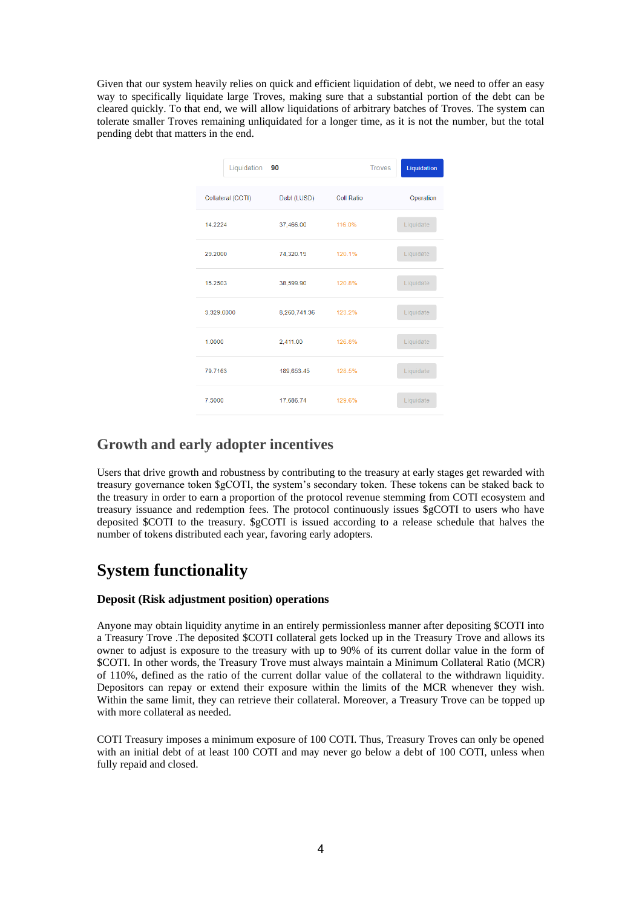Given that our system heavily relies on quick and efficient liquidation of debt, we need to offer an easy way to specifically liquidate large Troves, making sure that a substantial portion of the debt can be cleared quickly. To that end, we will allow liquidations of arbitrary batches of Troves. The system can tolerate smaller Troves remaining unliquidated for a longer time, as it is not the number, but the total pending debt that matters in the end.

Liquidation 90 Troves **Liquidation**

| Collateral (COTI) | Debt (LUSD) | Coll Ratio | Operation |
|---|---|---|---|
| 14.2224 | 37,466.00 | 116.0% | Liquidate |
| 29.2000 | 74,320.19 | 120.1% | Liquidate |
| 15.2503 | 38,599.90 | 120.8% | Liquidate |
| 3,329.0000 | 8,260,741.36 | 123.2% | Liquidate |
| 1.0000 | 2,411.00 | 126.8% | Liquidate |
| 79.7163 | 189,653.45 | 128.5% | Liquidate |
| 7.5000 | 17,686.74 | 129.6% | Liquidate |

## Growth and early adopter incentives

Users that drive growth and robustness by contributing to the treasury at early stages get rewarded with treasury governance token $gCOTI, the system's secondary token. These tokens can be staked back to the treasury in order to earn a proportion of the protocol revenue stemming from COTI ecosystem and treasury issuance and redemption fees. The protocol continuously issues $gCOTI to users who have deposited $COTI to the treasury. $gCOTI is issued according to a release schedule that halves the number of tokens distributed each year, favoring early adopters.

# System functionality

### Deposit (Risk adjustment position) operations

Anyone may obtain liquidity anytime in an entirely permissionless manner after depositing $COTI into a Treasury Trove .The deposited $COTI collateral gets locked up in the Treasury Trove and allows its owner to adjust is exposure to the treasury with up to 90% of its current dollar value in the form of $COTI. In other words, the Treasury Trove must always maintain a Minimum Collateral Ratio (MCR) of 110%, defined as the ratio of the current dollar value of the collateral to the withdrawn liquidity. Depositors can repay or extend their exposure within the limits of the MCR whenever they wish. Within the same limit, they can retrieve their collateral. Moreover, a Treasury Trove can be topped up with more collateral as needed.

COTI Treasury imposes a minimum exposure of 100 COTI. Thus, Treasury Troves can only be opened with an initial debt of at least 100 COTI and may never go below a debt of 100 COTI, unless when fully repaid and closed.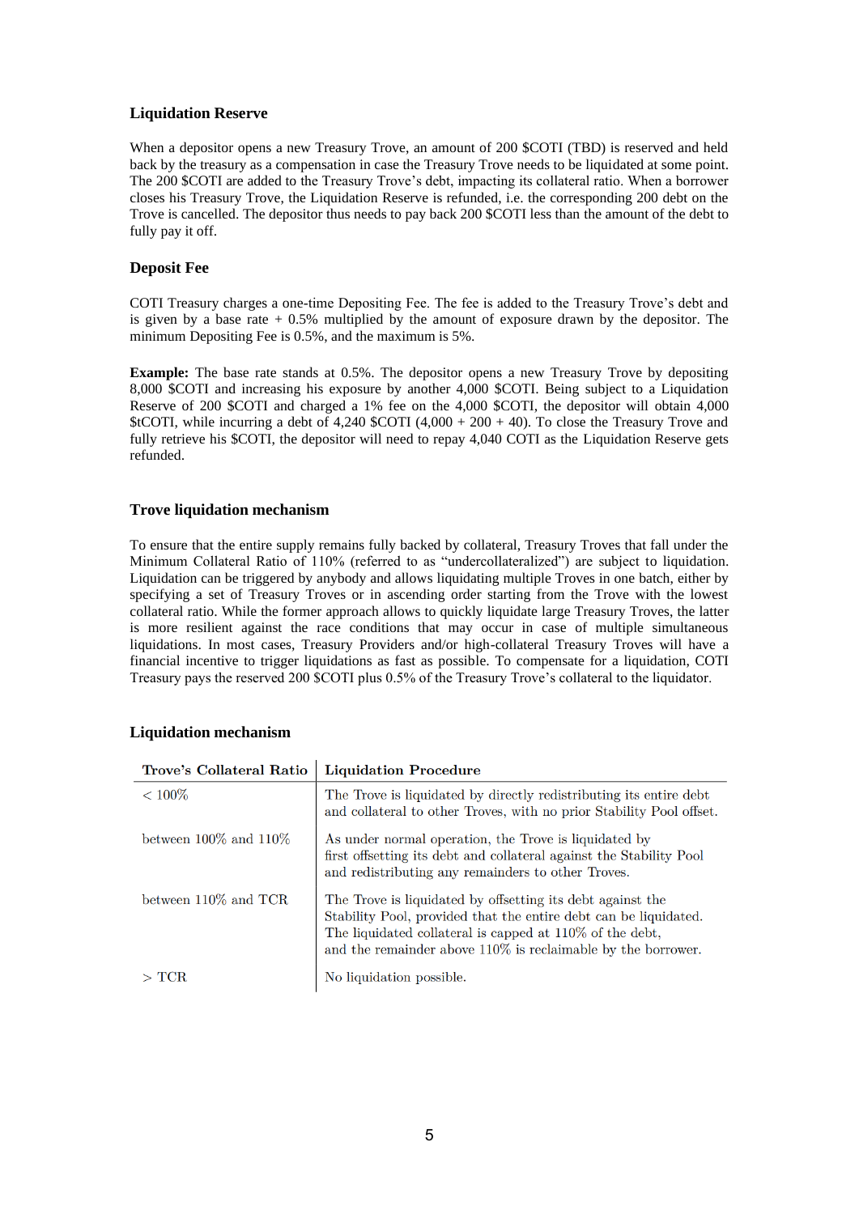### Liquidation Reserve

When a depositor opens a new Treasury Trove, an amount of 200 $COTI (TBD) is reserved and held back by the treasury as a compensation in case the Treasury Trove needs to be liquidated at some point. The 200 $COTI are added to the Treasury Trove's debt, impacting its collateral ratio. When a borrower closes his Treasury Trove, the Liquidation Reserve is refunded, i.e. the corresponding 200 debt on the Trove is cancelled. The depositor thus needs to pay back 200 $COTI less than the amount of the debt to fully pay it off.

### Deposit Fee

COTI Treasury charges a one-time Depositing Fee. The fee is added to the Treasury Trove's debt and is given by a base rate + 0.5% multiplied by the amount of exposure drawn by the depositor. The minimum Depositing Fee is 0.5%, and the maximum is 5%.

**Example:** The base rate stands at 0.5%. The depositor opens a new Treasury Trove by depositing 8,000 $COTI and increasing his exposure by another 4,000 $COTI. Being subject to a Liquidation Reserve of 200 $COTI and charged a 1% fee on the 4,000 $COTI, the depositor will obtain 4,000 $tCOTI, while incurring a debt of 4,240 $COTI (4,000 + 200 + 40). To close the Treasury Trove and fully retrieve his $COTI, the depositor will need to repay 4,040 COTI as the Liquidation Reserve gets refunded.

### Trove liquidation mechanism

To ensure that the entire supply remains fully backed by collateral, Treasury Troves that fall under the Minimum Collateral Ratio of 110% (referred to as "undercollateralized") are subject to liquidation. Liquidation can be triggered by anybody and allows liquidating multiple Troves in one batch, either by specifying a set of Treasury Troves or in ascending order starting from the Trove with the lowest collateral ratio. While the former approach allows to quickly liquidate large Treasury Troves, the latter is more resilient against the race conditions that may occur in case of multiple simultaneous liquidations. In most cases, Treasury Providers and/or high-collateral Treasury Troves will have a financial incentive to trigger liquidations as fast as possible. To compensate for a liquidation, COTI Treasury pays the reserved 200 $COTI plus 0.5% of the Treasury Trove's collateral to the liquidator.

### Liquidation mechanism

| Trove's Collateral Ratio | Liquidation Procedure |
|---|---|
| < 100% | The Trove is liquidated by directly redistributing its entire debt and collateral to other Troves, with no prior Stability Pool offset. |
| between 100% and 110% | As under normal operation, the Trove is liquidated by first offsetting its debt and collateral against the Stability Pool and redistributing any remainders to other Troves. |
| between 110% and TCR | The Trove is liquidated by offsetting its debt against the Stability Pool, provided that the entire debt can be liquidated. The liquidated collateral is capped at 110% of the debt, and the remainder above 110% is reclaimable by the borrower. |
| > TCR | No liquidation possible. |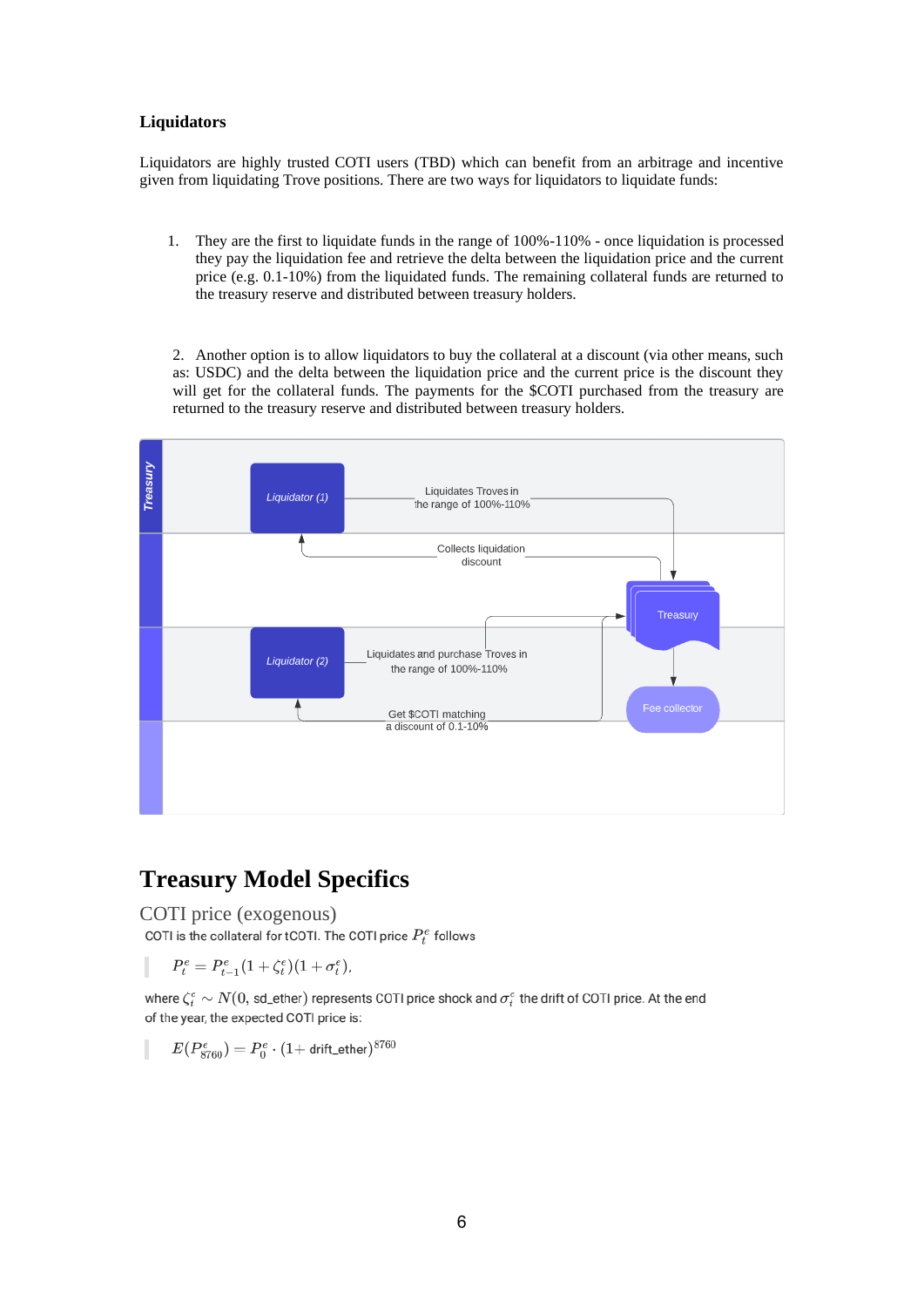**Liquidators**

Liquidators are highly trusted COTI users (TBD) which can benefit from an arbitrage and incentive given from liquidating Trove positions. There are two ways for liquidators to liquidate funds:

1. They are the first to liquidate funds in the range of 100%-110% - once liquidation is processed they pay the liquidation fee and retrieve the delta between the liquidation price and the current price (e.g. 0.1-10%) from the liquidated funds. The remaining collateral funds are returned to the treasury reserve and distributed between treasury holders.

2. Another option is to allow liquidators to buy the collateral at a discount (via other means, such as: USDC) and the delta between the liquidation price and the current price is the discount they will get for the collateral funds. The payments for the $COTI purchased from the treasury are returned to the treasury reserve and distributed between treasury holders.

Treasury

Liquidator (1)

Liquidates Troves in the range of 100%-110%

Collects liquidation discount

Treasury

Liquidator (2)

Liquidates and purchase Troves in the range of 100%-110%

Get $COTI matching a discount of 0.1-10%

Fee collector

# Treasury Model Specifics

## COTI price (exogenous)

COTI is the collateral for tCOTI. The COTI price $P_t^e$ follows

$$P_t^e = P_{t-1}^e(1 + \zeta_t^e)(1 + \sigma_t^e),$$

where $\zeta_t^e \sim N(0, \text{sd\_ether})$ represents COTI price shock and $\sigma_t^e$ the drift of COTI price. At the end of the year, the expected COTI price is:

$$E(P_{8760}^e) = P_0^e \cdot (1+ \text{drift\_ether})^{8760}$$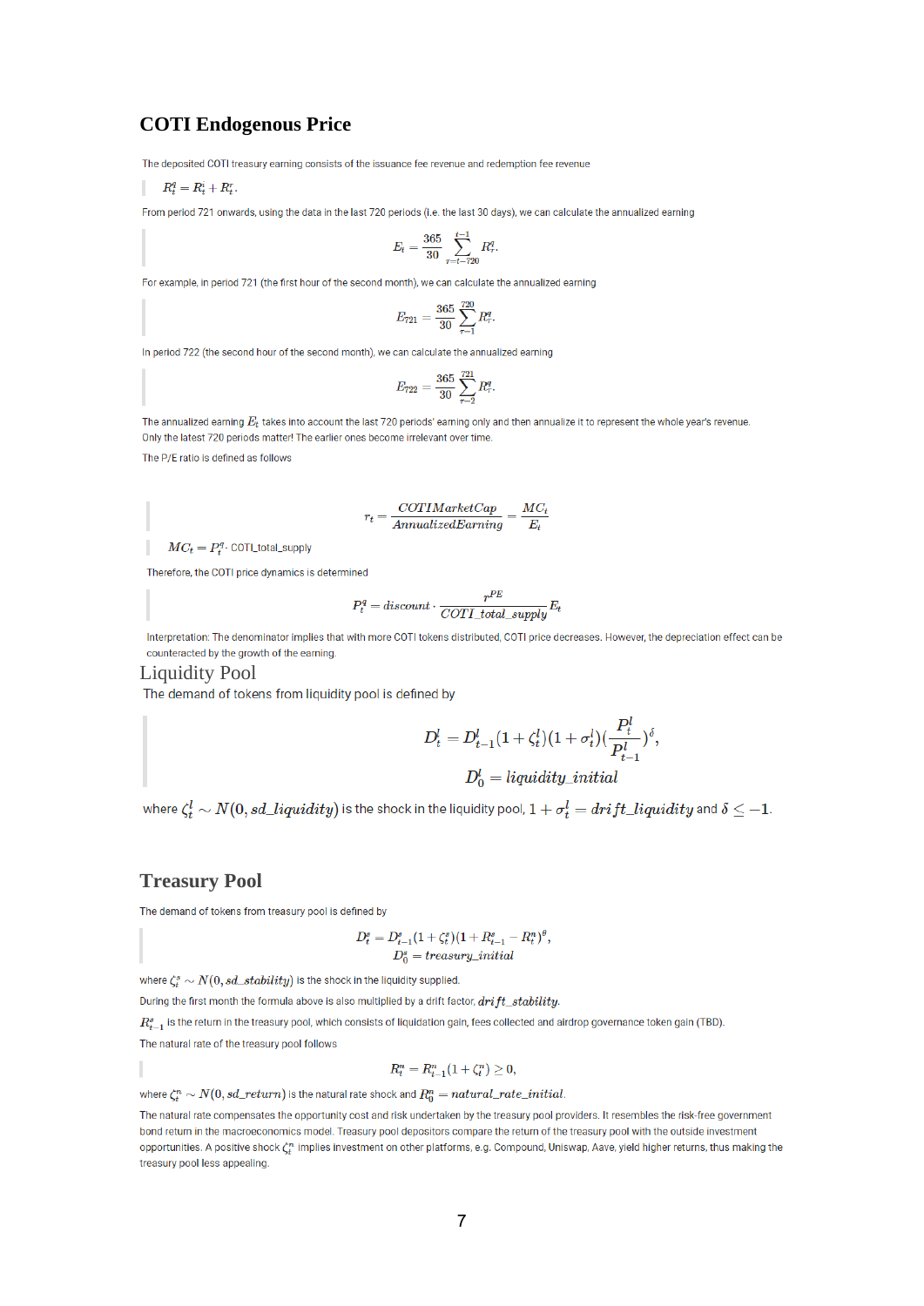# COTI Endogenous Price

The deposited COTI treasury earning consists of the issuance fee revenue and redemption fee revenue

> $R_t^q = R_t^i + R_t^r.$

From period 721 onwards, using the data in the last 720 periods (i.e. the last 30 days), we can calculate the annualized earning

$$E_t = \frac{365}{30} \sum_{\tau=t-720}^{t-1} R_\tau^q.$$

For example, in period 721 (the first hour of the second month), we can calculate the annualized earning

$$E_{721} = \frac{365}{30} \sum_{\tau=1}^{720} R_\tau^q.$$

In period 722 (the second hour of the second month), we can calculate the annualized earning

$$E_{722} = \frac{365}{30} \sum_{\tau=2}^{721} R_\tau^q.$$

The annualized earning $E_t$ takes into account the last 720 periods' earning only and then annualize it to represent the whole year's revenue. Only the latest 720 periods matter! The earlier ones become irrelevant over time.

The P/E ratio is defined as follows

$$r_t = \frac{COTIMarketCap}{AnnualizedEarning} = \frac{MC_t}{E_t}$$

> $MC_t = P_t^q \cdot$ COTI_total_supply

Therefore, the COTI price dynamics is determined

$$P_t^q = discount \cdot \frac{r^{PE}}{COTI\_total\_supply} E_t$$

Interpretation: The denominator implies that with more COTI tokens distributed, COTI price decreases. However, the depreciation effect can be counteracted by the growth of the earning.

## Liquidity Pool

The demand of tokens from liquidity pool is defined by

$$D_t^l = D_{t-1}^l (1 + \zeta_t^l)(1 + \sigma_t^l)\left(\frac{P_t^l}{P_{t-1}^l}\right)^\delta,$$

$$D_0^l = liquidity\_initial$$

where $\zeta_t^l \sim N(0, sd\_liquidity)$ is the shock in the liquidity pool, $1 + \sigma_t^l = drift\_liquidity$ and $\delta \leq -1$.

# Treasury Pool

The demand of tokens from treasury pool is defined by

$$D_t^s = D_{t-1}^s (1 + \zeta_t^s)(1 + R_{t-1}^s - R_t^n)^\theta,$$

$$D_0^s = treasury\_initial$$

where $\zeta_t^s \sim N(0, sd\_stability)$ is the shock in the liquidity supplied.

During the first month the formula above is also multiplied by a drift factor, $drift\_stability$.

$R_{t-1}^s$ is the return in the treasury pool, which consists of liquidation gain, fees collected and airdrop governance token gain (TBD).

The natural rate of the treasury pool follows

$$R_t^n = R_{t-1}^n (1 + \zeta_t^n) \geq 0,$$

where $\zeta_t^n \sim N(0, sd\_return)$ is the natural rate shock and $R_0^n = natural\_rate\_initial$.

The natural rate compensates the opportunity cost and risk undertaken by the treasury pool providers. It resembles the risk-free government bond return in the macroeconomics model. Treasury pool depositors compare the return of the treasury pool with the outside investment opportunities. A positive shock $\zeta_t^n$ implies investment on other platforms, e.g. Compound, Uniswap, Aave, yield higher returns, thus making the treasury pool less appealing.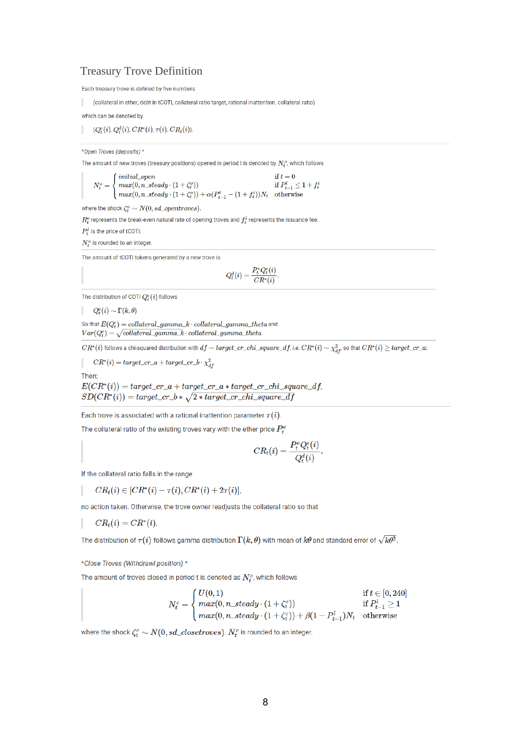## Treasury Trove Definition

Each treasury trove is defined by five numbers

> (collateral in ether, debt in tCOTI, collateral ratio target, rational inattention, collateral ratio)

which can be denoted by

> $(Q^e_t(i), Q^d_t(i), CR^*(i), \tau(i), CR_t(i))$.

---

**Open Troves (deposits)**

The amount of new troves (treasury positions) opened in period t is denoted by $N^o_t$, which follows

$$N^o_t = \begin{cases} initial\_open & \text{if } t = 0 \\ max(0, n\_steady \cdot (1 + \zeta^o_t)) & \text{if } P^l_{t-1} \leq 1 + f^i_t \\ max(0, n\_steady \cdot (1 + \zeta^o_t)) + \alpha(P^l_{t-1} - (1 + f^i_t))N_t & \text{otherwise} \end{cases}$$

where the shock $\zeta^o_t \sim N(0, sd\_opentroves)$.

$R^o_t$ represents the break-even natural rate of opening troves and $f^i_t$ represents the issuance fee.

$P^l_t$ is the price of tCOTI.

$N^o_t$ is rounded to an integer.

---

The amount of tCOTI tokens generated by a new trove is

$$Q^d_t(i) = \frac{P^e_t Q^e_t(i)}{CR^*(i)}.$$

---

The distribution of COTI $Q^e_t(i)$ follows

> $Q^e_t(i) \sim \Gamma(k, \theta)$

So that $E(Q^e_t) = collateral\_gamma\_k \cdot collateral\_gamma\_theta$ and $Var(Q^e_t) = \sqrt{collateral\_gamma\_k \cdot collateral\_gamma\_theta}$

---

$CR^*(i)$ follows a chi-squared distribution with $df = target\_cr\_chi\_square\_df$, i.e. $CR^*(i) \sim \chi^2_{df}$, so that $CR^*(i) \geq target\_cr\_a$:

> $CR^*(i) = target\_cr\_a + target\_cr\_b \cdot \chi^2_{df}$.

Then:

$E(CR^*(i)) = target\_cr\_a + target\_cr\_a * target\_cr\_chi\_square\_df$,

$SD(CR^*(i)) = target\_cr\_b * \sqrt{2 * target\_cr\_chi\_square\_df}$

---

Each trove is associated with a rational inattention parameter $\tau(i)$.

The collateral ratio of the existing troves vary with the ether price $P^e_t$

$$CR_t(i) = \frac{P^e_t Q^e_t(i)}{Q^d_t(i)}.$$

If the collateral ratio falls in the range

> $CR_t(i) \in [CR^*(i) - \tau(i), CR^*(i) + 2\tau(i)]$,

no action taken. Otherwise, the trove owner readjusts the collateral ratio so that

> $CR_t(i) = CR^*(i)$.

The distribution of $\tau(i)$ follows gamma distribution $\Gamma(k, \theta)$ with mean of $k\theta$ and standard error of $\sqrt{k\theta^2}$.

**Close Troves (Withdrawl position)**

The amount of troves closed in period t is denoted as $N^c_t$, which follows

$$N^c_t = \begin{cases} U(0, 1) & \text{if } t \in [0, 240] \\ max(0, n\_steady \cdot (1 + \zeta^c_t)) & \text{if } P^l_{t-1} \geq 1 \\ max(0, n\_steady \cdot (1 + \zeta^c_t)) + \beta(1 - P^l_{t-1})N_t & \text{otherwise} \end{cases}$$

where the shock $\zeta^c_t \sim N(0, sd\_closetroves)$. $N^c_t$ is rounded to an integer.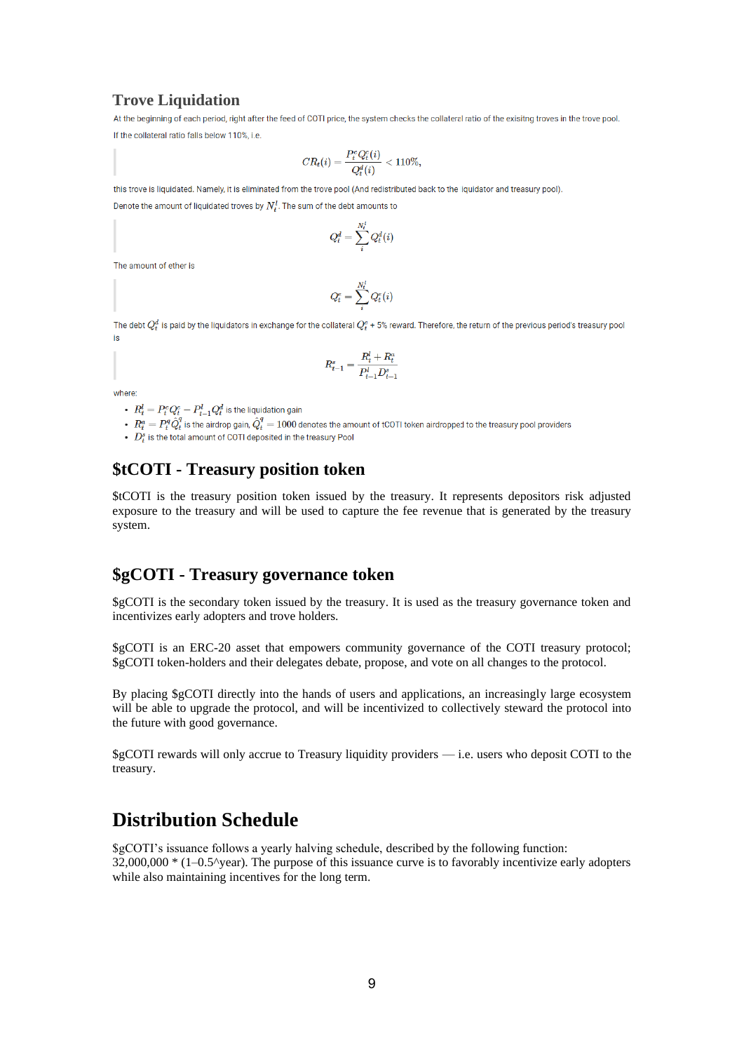## Trove Liquidation

At the beginning of each period, right after the feed of COTI price, the system checks the collateral ratio of the exisitng troves in the trove pool. If the collateral ratio falls below 110%, i.e.

$$CR_t(i) = \frac{P_t^c Q_t^c(i)}{Q_t^d(i)} < 110\%,$$

this trove is liquidated. Namely, it is eliminated from the trove pool (And redistributed back to the liquidator and treasury pool).

Denote the amount of liquidated troves by $N_t^l$. The sum of the debt amounts to

$$Q_t^d = \sum_i^{N_t^l} Q_t^d(i)$$

The amount of ether is

$$Q_t^e = \sum_i^{N_t^l} Q_t^e(i)$$

The debt $Q_t^d$ is paid by the liquidators in exchange for the collateral $Q_t^e$ + 5% reward. Therefore, the return of the previous period's treasury pool is

$$R_{t-1}^s = \frac{R_t^l + R_t^a}{P_{t-1}^l D_{t-1}^s}$$

where:

- $R_t^l = P_t^e Q_t^e - P_{t-1}^l Q_t^d$ is the liquidation gain
- $R_t^a = P_t^q \hat{Q}_t^q$ is the airdrop gain, $\hat{Q}_t^q = 1000$ denotes the amount of tCOTI token airdropped to the treasury pool providers
- $D_t^s$ is the total amount of COTI deposited in the treasury Pool

## $tCOTI - Treasury position token

$tCOTI is the treasury position token issued by the treasury. It represents depositors risk adjusted exposure to the treasury and will be used to capture the fee revenue that is generated by the treasury system.

## $gCOTI - Treasury governance token

$gCOTI is the secondary token issued by the treasury. It is used as the treasury governance token and incentivizes early adopters and trove holders.

$gCOTI is an ERC-20 asset that empowers community governance of the COTI treasury protocol; $gCOTI token-holders and their delegates debate, propose, and vote on all changes to the protocol.

By placing $gCOTI directly into the hands of users and applications, an increasingly large ecosystem will be able to upgrade the protocol, and will be incentivized to collectively steward the protocol into the future with good governance.

$gCOTI rewards will only accrue to Treasury liquidity providers — i.e. users who deposit COTI to the treasury.

# Distribution Schedule

$gCOTI's issuance follows a yearly halving schedule, described by the following function: 32,000,000 * (1–0.5^year). The purpose of this issuance curve is to favorably incentivize early adopters while also maintaining incentives for the long term.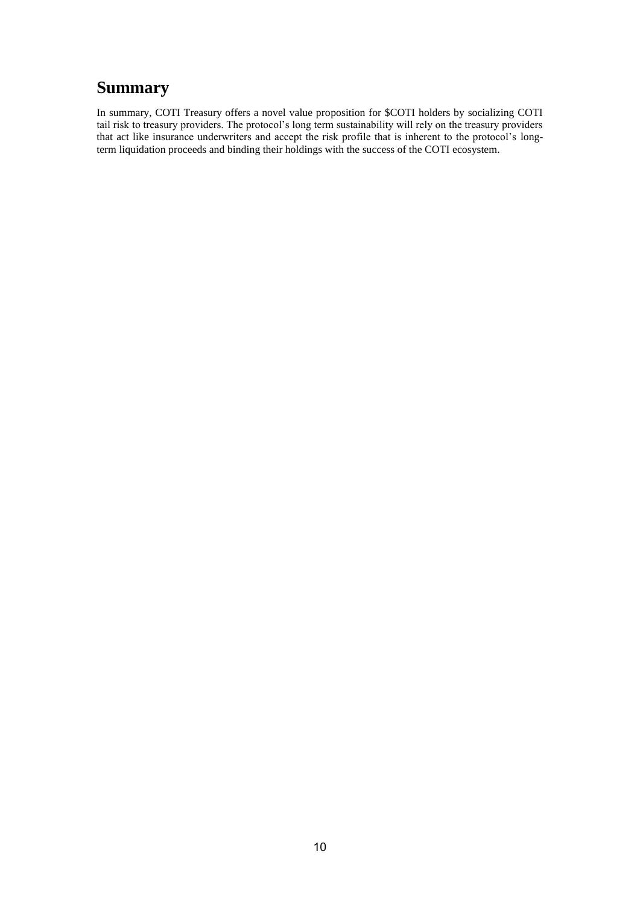## Summary

In summary, COTI Treasury offers a novel value proposition for $COTI holders by socializing COTI tail risk to treasury providers. The protocol's long term sustainability will rely on the treasury providers that act like insurance underwriters and accept the risk profile that is inherent to the protocol's long-term liquidation proceeds and binding their holdings with the success of the COTI ecosystem.